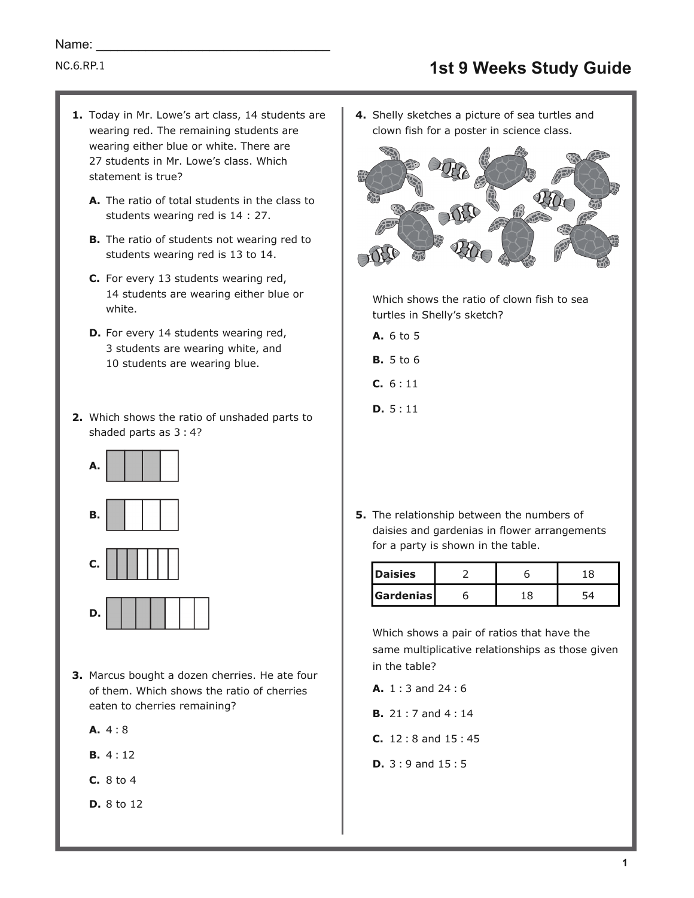Name: ______________________________

NC.6.RP.1

# 1st 9 Weeks Study Guide

**1.** Today in Mr. Lowe's art class, 14 students are wearing red. The remaining students are wearing either blue or white. There are 27 students in Mr. Lowe's class. Which statement is true?

**A.** The ratio of total students in the class to students wearing red is 14 : 27.

**B.** The ratio of students not wearing red to students wearing red is 13 to 14.

**C.** For every 13 students wearing red, 14 students are wearing either blue or white.

**D.** For every 14 students wearing red, 3 students are wearing white, and 10 students are wearing blue.

**2.** Which shows the ratio of unshaded parts to shaded parts as 3 : 4?

**A.**

**B.**

**C.**

**D.**

**3.** Marcus bought a dozen cherries. He ate four of them. Which shows the ratio of cherries eaten to cherries remaining?

**A.** 4 : 8

**B.** 4 : 12

**C.** 8 to 4

**D.** 8 to 12

**4.** Shelly sketches a picture of sea turtles and clown fish for a poster in science class.

Which shows the ratio of clown fish to sea turtles in Shelly's sketch?

**A.** 6 to 5

**B.** 5 to 6

**C.** 6 : 11

**D.** 5 : 11

**5.** The relationship between the numbers of daisies and gardenias in flower arrangements for a party is shown in the table.

| **Daisies** | 2 | 6 | 18 |
|---|---|---|---|
| **Gardenias** | 6 | 18 | 54 |

Which shows a pair of ratios that have the same multiplicative relationships as those given in the table?

**A.** 1 : 3 and 24 : 6

**B.** 21 : 7 and 4 : 14

**C.** 12 : 8 and 15 : 45

**D.** 3 : 9 and 15 : 5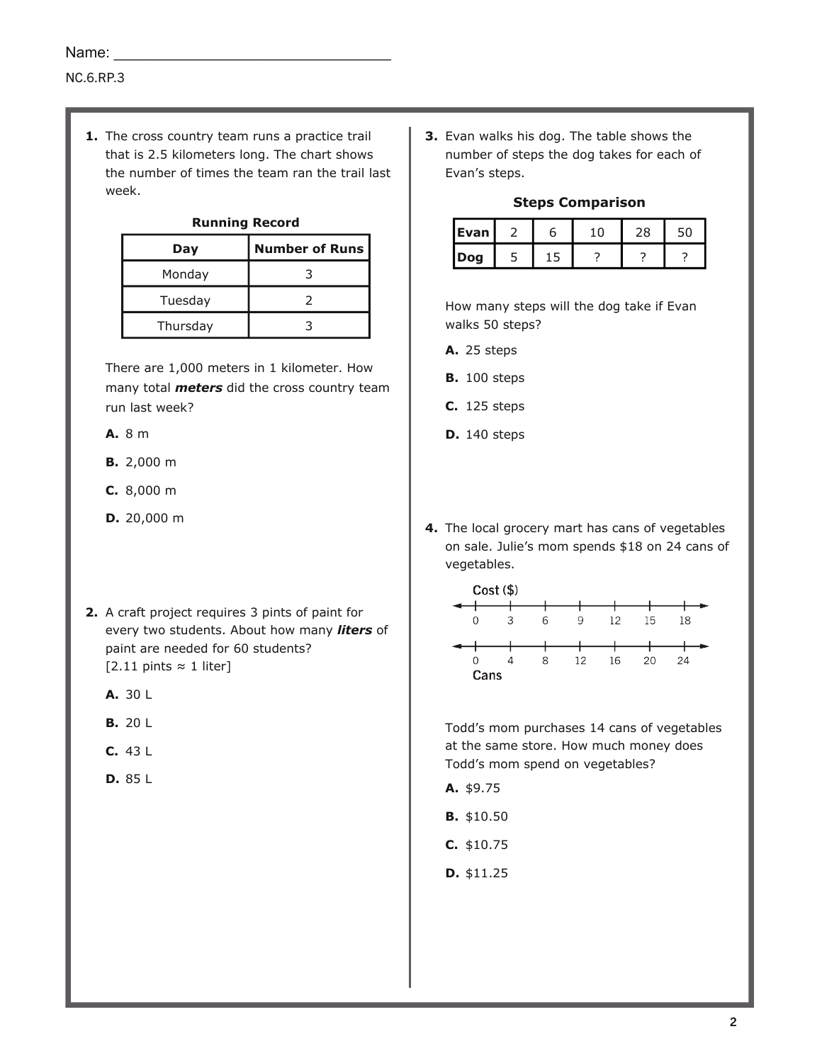Name: ________________________________

NC.6.RP.3

**1.** The cross country team runs a practice trail that is 2.5 kilometers long. The chart shows the number of times the team ran the trail last week.

**Running Record**

| Day | Number of Runs |
|---|---|
| Monday | 3 |
| Tuesday | 2 |
| Thursday | 3 |

There are 1,000 meters in 1 kilometer. How many total ***meters*** did the cross country team run last week?

**A.** 8 m

**B.** 2,000 m

**C.** 8,000 m

**D.** 20,000 m

**2.** A craft project requires 3 pints of paint for every two students. About how many ***liters*** of paint are needed for 60 students?
[2.11 pints ≈ 1 liter]

**A.** 30 L

**B.** 20 L

**C.** 43 L

**D.** 85 L

**3.** Evan walks his dog. The table shows the number of steps the dog takes for each of Evan's steps.

**Steps Comparison**

| Evan | 2 | 6 | 10 | 28 | 50 |
|---|---|---|---|---|---|
| Dog | 5 | 15 | ? | ? | ? |

How many steps will the dog take if Evan walks 50 steps?

**A.** 25 steps

**B.** 100 steps

**C.** 125 steps

**D.** 140 steps

**4.** The local grocery mart has cans of vegetables on sale. Julie's mom spends $18 on 24 cans of vegetables.

| Cost ($) | 0 | 3 | 6 | 9 | 12 | 15 | 18 |
|---|---|---|---|---|---|---|---|
| Cans | 0 | 4 | 8 | 12 | 16 | 20 | 24 |

Todd's mom purchases 14 cans of vegetables at the same store. How much money does Todd's mom spend on vegetables?

**A.** $9.75

**B.** $10.50

**C.** $10.75

**D.** $11.25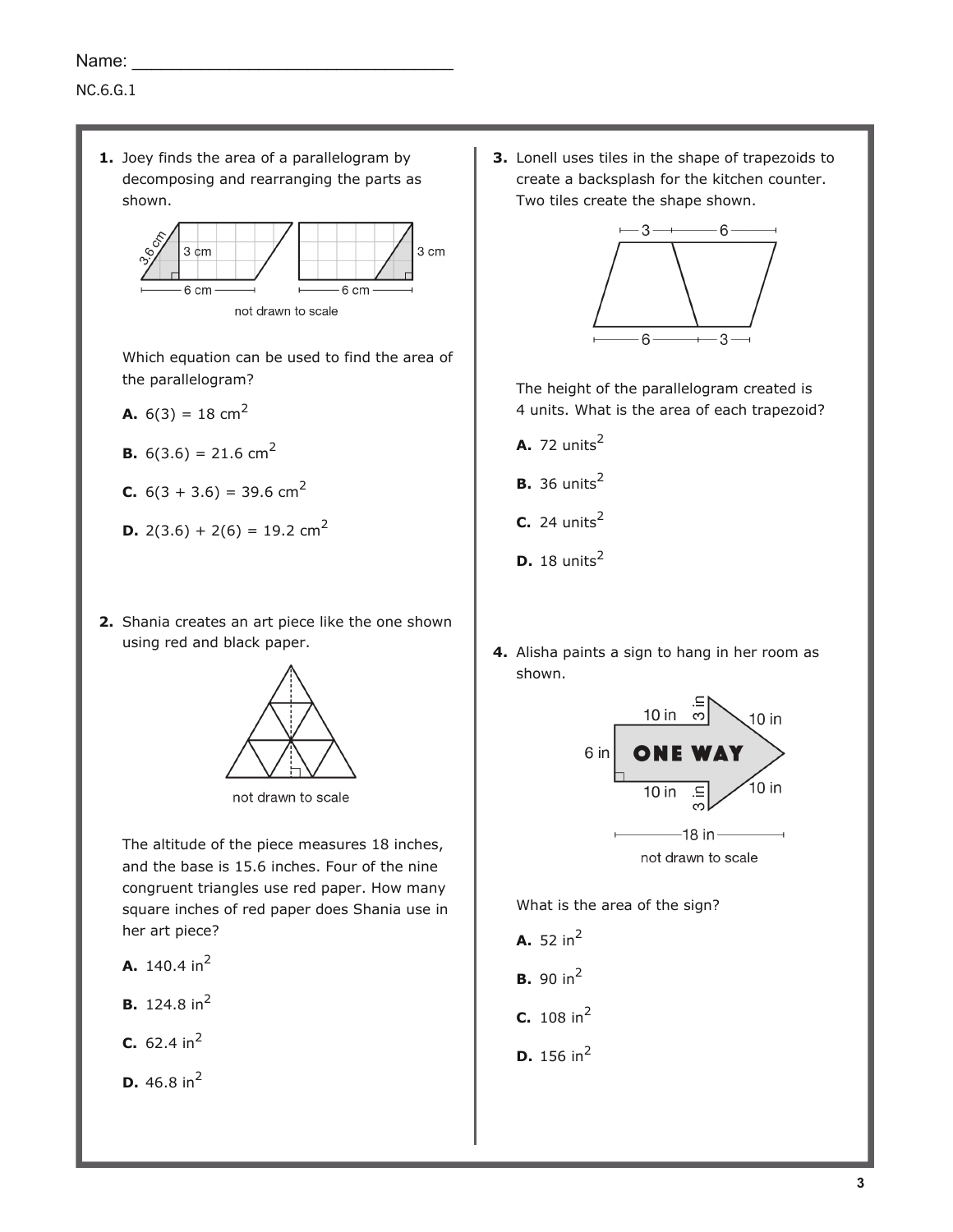Name: ________________________________

NC.6.G.1

**1.** Joey finds the area of a parallelogram by decomposing and rearranging the parts as shown.

not drawn to scale

Which equation can be used to find the area of the parallelogram?

**A.** $6(3) = 18$ cm$^2$

**B.** $6(3.6) = 21.6$ cm$^2$

**C.** $6(3 + 3.6) = 39.6$ cm$^2$

**D.** $2(3.6) + 2(6) = 19.2$ cm$^2$

**2.** Shania creates an art piece like the one shown using red and black paper.

not drawn to scale

The altitude of the piece measures 18 inches, and the base is 15.6 inches. Four of the nine congruent triangles use red paper. How many square inches of red paper does Shania use in her art piece?

**A.** 140.4 in$^2$

**B.** 124.8 in$^2$

**C.** 62.4 in$^2$

**D.** 46.8 in$^2$

**3.** Lonell uses tiles in the shape of trapezoids to create a backsplash for the kitchen counter. Two tiles create the shape shown.

The height of the parallelogram created is 4 units. What is the area of each trapezoid?

**A.** 72 units$^2$

**B.** 36 units$^2$

**C.** 24 units$^2$

**D.** 18 units$^2$

**4.** Alisha paints a sign to hang in her room as shown.

not drawn to scale

What is the area of the sign?

**A.** 52 in$^2$

**B.** 90 in$^2$

**C.** 108 in$^2$

**D.** 156 in$^2$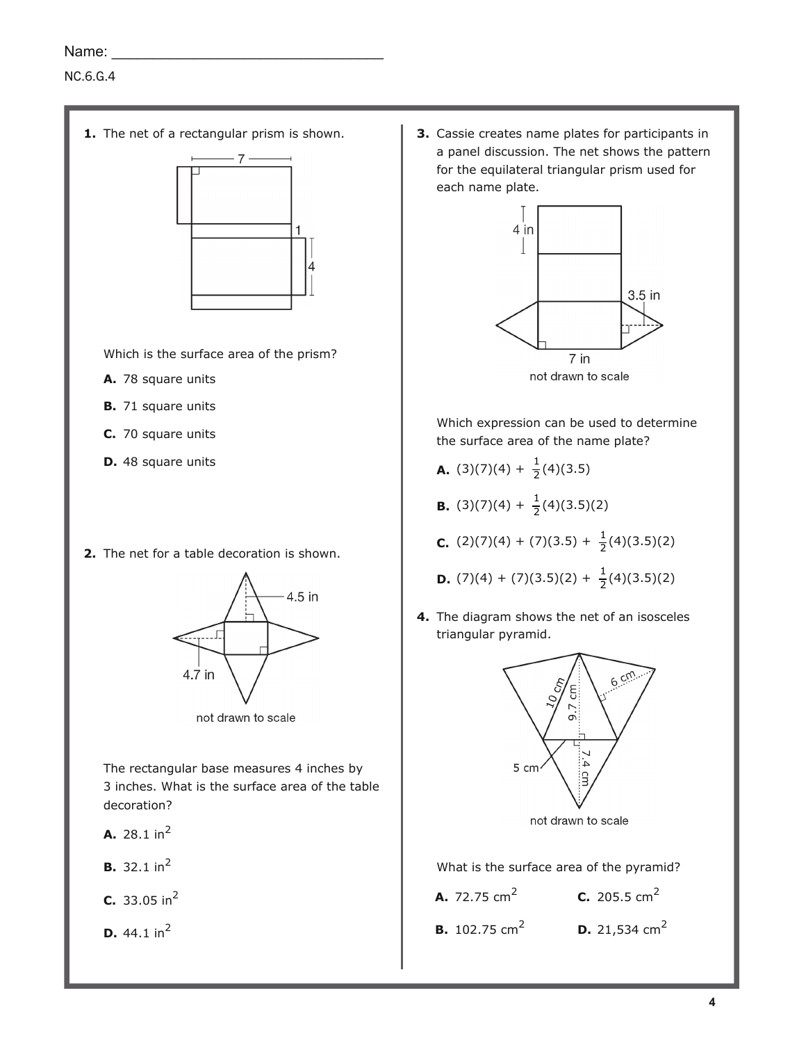Name: ______________________________

NC.6.G.4

**1.** The net of a rectangular prism is shown.

not drawn to scale labels: 7, 1, 4

Which is the surface area of the prism?

**A.** 78 square units

**B.** 71 square units

**C.** 70 square units

**D.** 48 square units

**2.** The net for a table decoration is shown.

4.5 in

4.7 in

not drawn to scale

The rectangular base measures 4 inches by 3 inches. What is the surface area of the table decoration?

**A.** 28.1 in$^2$

**B.** 32.1 in$^2$

**C.** 33.05 in$^2$

**D.** 44.1 in$^2$

**3.** Cassie creates name plates for participants in a panel discussion. The net shows the pattern for the equilateral triangular prism used for each name plate.

4 in

3.5 in

7 in

not drawn to scale

Which expression can be used to determine the surface area of the name plate?

**A.** $(3)(7)(4) + \frac{1}{2}(4)(3.5)$

**B.** $(3)(7)(4) + \frac{1}{2}(4)(3.5)(2)$

**C.** $(2)(7)(4) + (7)(3.5) + \frac{1}{2}(4)(3.5)(2)$

**D.** $(7)(4) + (7)(3.5)(2) + \frac{1}{2}(4)(3.5)(2)$

**4.** The diagram shows the net of an isosceles triangular pyramid.

10 cm, 9.7 cm, 6 cm, 5 cm, 7.4 cm

not drawn to scale

What is the surface area of the pyramid?

**A.** 72.75 cm$^2$

**B.** 102.75 cm$^2$

**C.** 205.5 cm$^2$

**D.** 21,534 cm$^2$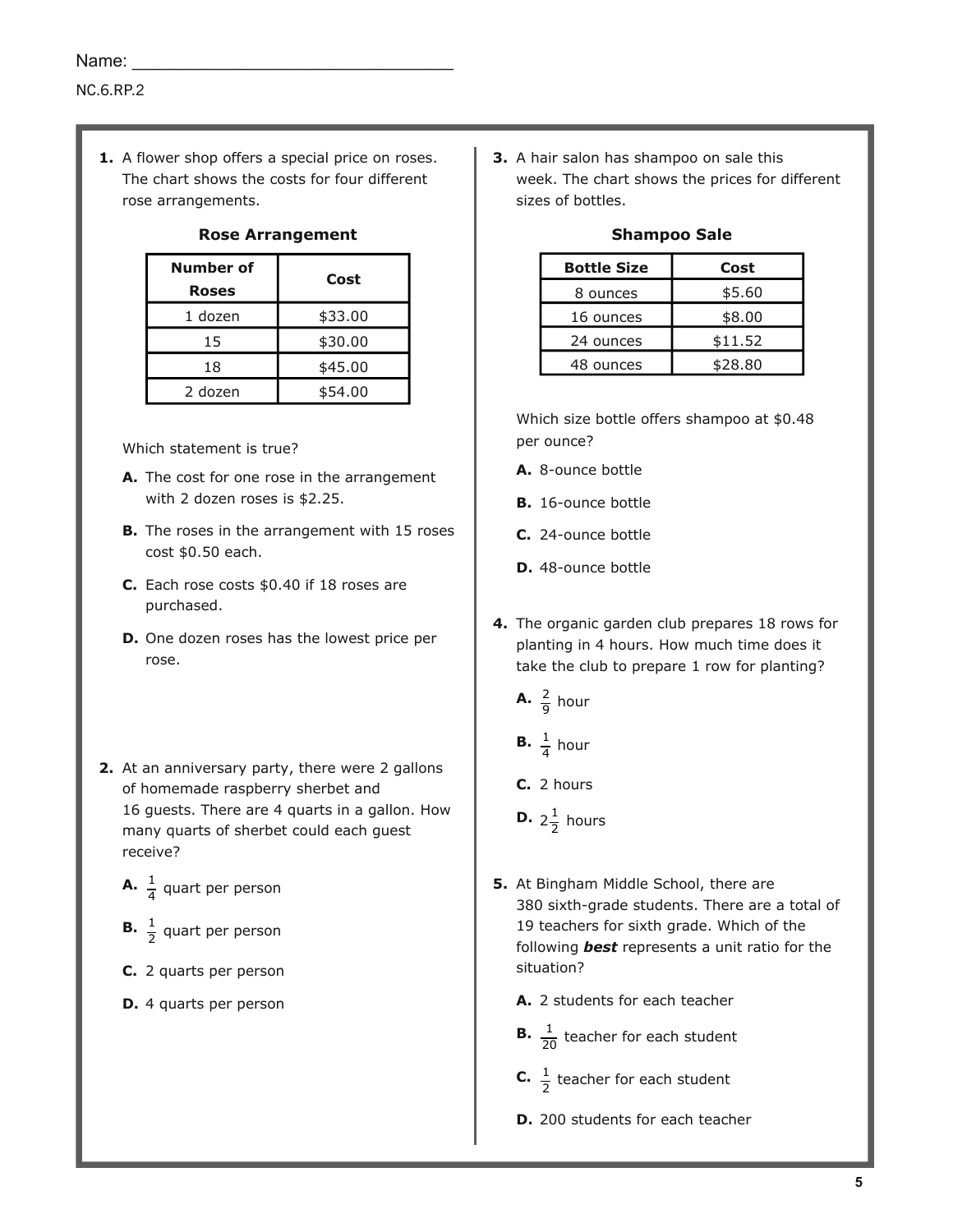Name: ________________________________

NC.6.RP.2

**1.** A flower shop offers a special price on roses. The chart shows the costs for four different rose arrangements.

**Rose Arrangement**

| Number of Roses | Cost |
|---|---|
| 1 dozen | $33.00 |
| 15 | $30.00 |
| 18 | $45.00 |
| 2 dozen | $54.00 |

Which statement is true?

**A.** The cost for one rose in the arrangement with 2 dozen roses is $2.25.

**B.** The roses in the arrangement with 15 roses cost $0.50 each.

**C.** Each rose costs $0.40 if 18 roses are purchased.

**D.** One dozen roses has the lowest price per rose.

**2.** At an anniversary party, there were 2 gallons of homemade raspberry sherbet and 16 guests. There are 4 quarts in a gallon. How many quarts of sherbet could each guest receive?

**A.** $\frac{1}{4}$ quart per person

**B.** $\frac{1}{2}$ quart per person

**C.** 2 quarts per person

**D.** 4 quarts per person

**3.** A hair salon has shampoo on sale this week. The chart shows the prices for different sizes of bottles.

**Shampoo Sale**

| Bottle Size | Cost |
|---|---|
| 8 ounces | $5.60 |
| 16 ounces | $8.00 |
| 24 ounces | $11.52 |
| 48 ounces | $28.80 |

Which size bottle offers shampoo at $0.48 per ounce?

**A.** 8-ounce bottle

**B.** 16-ounce bottle

**C.** 24-ounce bottle

**D.** 48-ounce bottle

**4.** The organic garden club prepares 18 rows for planting in 4 hours. How much time does it take the club to prepare 1 row for planting?

**A.** $\frac{2}{9}$ hour

**B.** $\frac{1}{4}$ hour

**C.** 2 hours

**D.** $2\frac{1}{2}$ hours

**5.** At Bingham Middle School, there are 380 sixth-grade students. There are a total of 19 teachers for sixth grade. Which of the following ***best*** represents a unit ratio for the situation?

**A.** 2 students for each teacher

**B.** $\frac{1}{20}$ teacher for each student

**C.** $\frac{1}{2}$ teacher for each student

**D.** 200 students for each teacher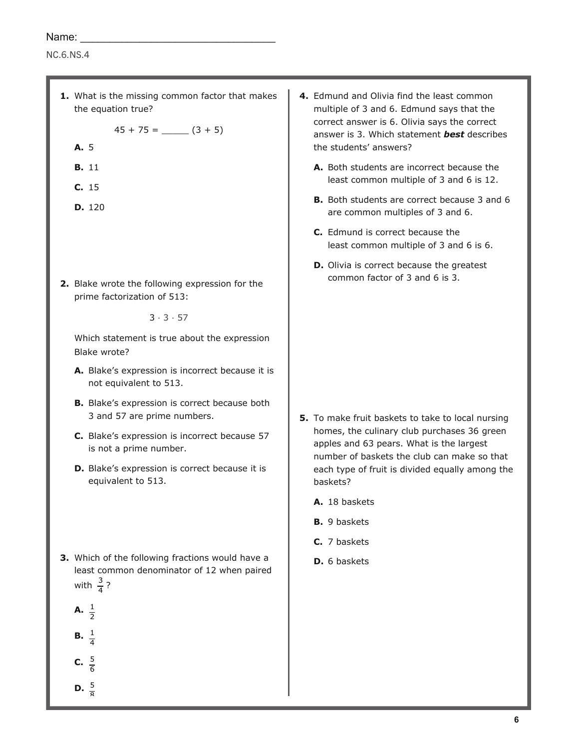Name: ________________________________

NC.6.NS.4

**1.** What is the missing common factor that makes the equation true?

$$45 + 75 = \_\_\_\_\_ (3 + 5)$$

**A.** 5

**B.** 11

**C.** 15

**D.** 120

**2.** Blake wrote the following expression for the prime factorization of 513:

$$3 \cdot 3 \cdot 57$$

Which statement is true about the expression Blake wrote?

**A.** Blake's expression is incorrect because it is not equivalent to 513.

**B.** Blake's expression is correct because both 3 and 57 are prime numbers.

**C.** Blake's expression is incorrect because 57 is not a prime number.

**D.** Blake's expression is correct because it is equivalent to 513.

**3.** Which of the following fractions would have a least common denominator of 12 when paired with $\frac{3}{4}$?

**A.** $\frac{1}{2}$

**B.** $\frac{1}{4}$

**C.** $\frac{5}{6}$

**D.** $\frac{5}{8}$

**4.** Edmund and Olivia find the least common multiple of 3 and 6. Edmund says that the correct answer is 6. Olivia says the correct answer is 3. Which statement ***best*** describes the students' answers?

**A.** Both students are incorrect because the least common multiple of 3 and 6 is 12.

**B.** Both students are correct because 3 and 6 are common multiples of 3 and 6.

**C.** Edmund is correct because the least common multiple of 3 and 6 is 6.

**D.** Olivia is correct because the greatest common factor of 3 and 6 is 3.

**5.** To make fruit baskets to take to local nursing homes, the culinary club purchases 36 green apples and 63 pears. What is the largest number of baskets the club can make so that each type of fruit is divided equally among the baskets?

**A.** 18 baskets

**B.** 9 baskets

**C.** 7 baskets

**D.** 6 baskets